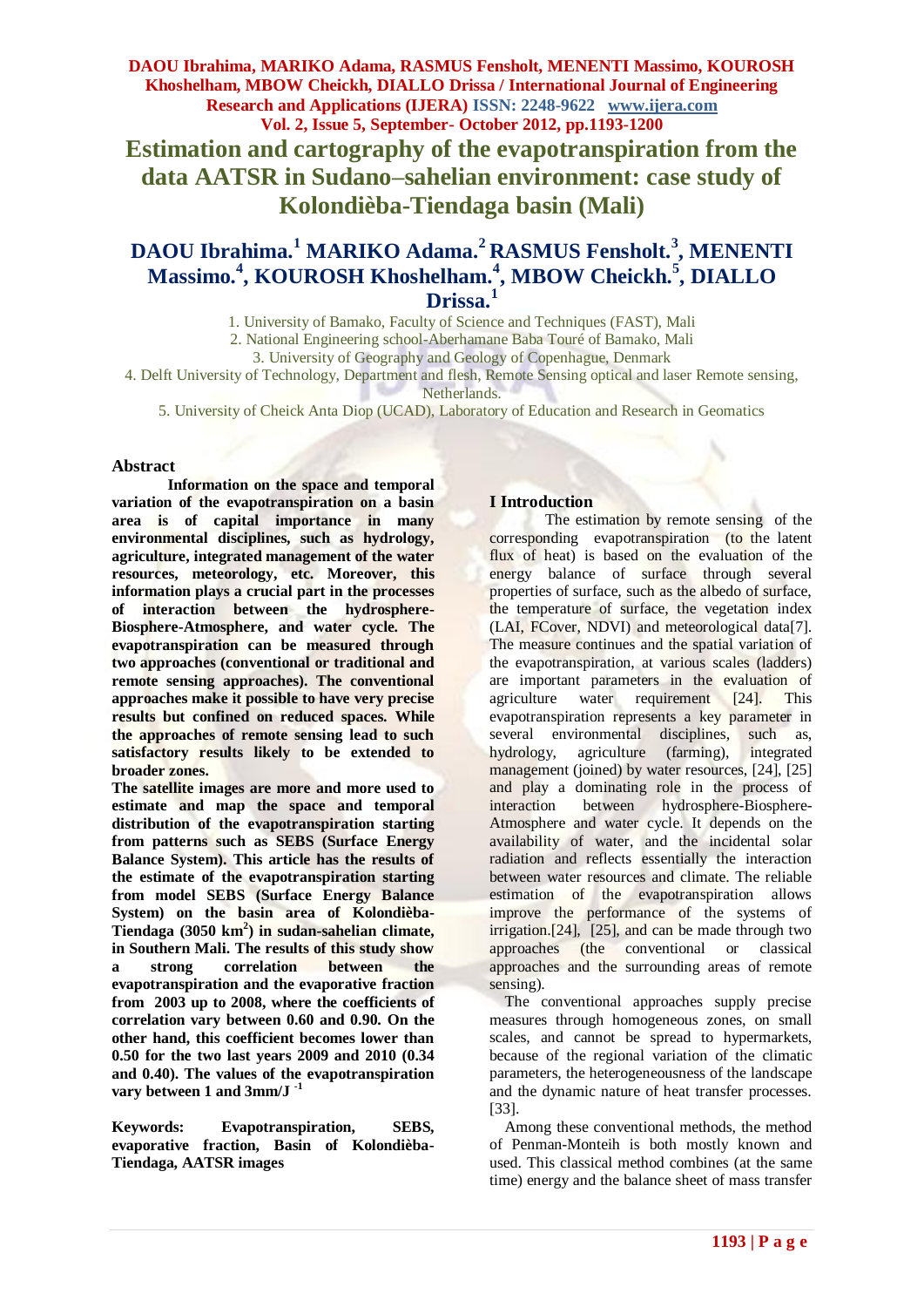# Estimation and cartography of the evapotranspiration from the data AATSR in Sudano–sahelian environment: case study of Kolondièba-Tiendaga basin (Mali)

## DAOU Ibrahima.[1] MARIKO Adama.[2] RASMUS Fensholt.[3], MENENTI Massimo.[4], KOUROSH Khoshelham.[4], MBOW Cheickh.[5], DIALLO Drissa.[1]

1. University of Bamako, Faculty of Science and Techniques (FAST), Mali
2. National Engineering school-Aberhamane Baba Touré of Bamako, Mali
3. University of Geography and Geology of Copenhague, Denmark
4. Delft University of Technology, Department and flesh, Remote Sensing optical and laser Remote sensing, Netherlands.
5. University of Cheick Anta Diop (UCAD), Laboratory of Education and Research in Geomatics

### Abstract

**Information on the space and temporal variation of the evapotranspiration on a basin area is of capital importance in many environmental disciplines, such as hydrology, agriculture, integrated management of the water resources, meteorology, etc. Moreover, this information plays a crucial part in the processes of interaction between the hydrosphere-Biosphere-Atmosphere, and water cycle. The evapotranspiration can be measured through two approaches (conventional or traditional and remote sensing approaches). The conventional approaches make it possible to have very precise results but confined on reduced spaces. While the approaches of remote sensing lead to such satisfactory results likely to be extended to broader zones.**

**The satellite images are more and more used to estimate and map the space and temporal distribution of the evapotranspiration starting from patterns such as SEBS (Surface Energy Balance System). This article has the results of the estimate of the evapotranspiration starting from model SEBS (Surface Energy Balance System) on the basin area of Kolondièba-Tiendaga (3050 km$^2$) in sudan-sahelian climate, in Southern Mali. The results of this study show a strong correlation between the evapotranspiration and the evaporative fraction from 2003 up to 2008, where the coefficients of correlation vary between 0.60 and 0.90. On the other hand, this coefficient becomes lower than 0.50 for the two last years 2009 and 2010 (0.34 and 0.40). The values of the evapotranspiration vary between 1 and 3mm/J $^{-1}$**

**Keywords: Evapotranspiration, SEBS, evaporative fraction, Basin of Kolondièba-Tiendaga, AATSR images**

### I Introduction

The estimation by remote sensing of the corresponding evapotranspiration (to the latent flux of heat) is based on the evaluation of the energy balance of surface through several properties of surface, such as the albedo of surface, the temperature of surface, the vegetation index (LAI, FCover, NDVI) and meteorological data[7]. The measure continues and the spatial variation of the evapotranspiration, at various scales (ladders) are important parameters in the evaluation of agriculture water requirement [24]. This evapotranspiration represents a key parameter in several environmental disciplines, such as, hydrology, agriculture (farming), integrated management (joined) by water resources, [24], [25] and play a dominating role in the process of interaction between hydrosphere-Biosphere-Atmosphere and water cycle. It depends on the availability of water, and the incidental solar radiation and reflects essentially the interaction between water resources and climate. The reliable estimation of the evapotranspiration allows improve the performance of the systems of irrigation.[24], [25], and can be made through two approaches (the conventional or classical approaches and the surrounding areas of remote sensing).

The conventional approaches supply precise measures through homogeneous zones, on small scales, and cannot be spread to hypermarkets, because of the regional variation of the climatic parameters, the heterogeneousness of the landscape and the dynamic nature of heat transfer processes. [33].

Among these conventional methods, the method of Penman-Monteih is both mostly known and used. This classical method combines (at the same time) energy and the balance sheet of mass transfer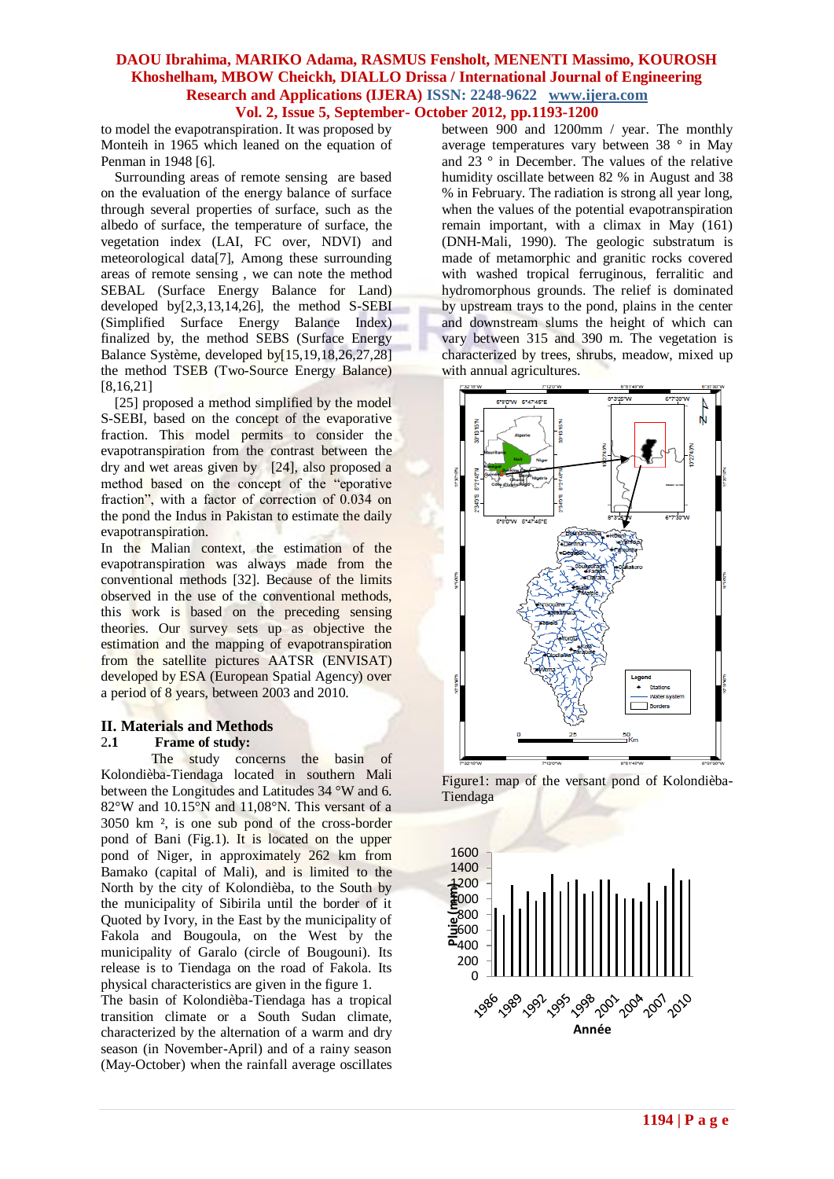to model the evapotranspiration. It was proposed by Monteih in 1965 which leaned on the equation of Penman in 1948 [6].

Surrounding areas of remote sensing are based on the evaluation of the energy balance of surface through several properties of surface, such as the albedo of surface, the temperature of surface, the vegetation index (LAI, FC over, NDVI) and meteorological data[7], Among these surrounding areas of remote sensing , we can note the method SEBAL (Surface Energy Balance for Land) developed by[2,3,13,14,26], the method S-SEBI (Simplified Surface Energy Balance Index) finalized by, the method SEBS (Surface Energy Balance Système, developed by[15,19,18,26,27,28] the method TSEB (Two-Source Energy Balance) [8,16,21]

[25] proposed a method simplified by the model S-SEBI, based on the concept of the evaporative fraction. This model permits to consider the evapotranspiration from the contrast between the dry and wet areas given by [24], also proposed a method based on the concept of the "eporative fraction", with a factor of correction of 0.034 on the pond the Indus in Pakistan to estimate the daily evapotranspiration.

In the Malian context, the estimation of the evapotranspiration was always made from the conventional methods [32]. Because of the limits observed in the use of the conventional methods, this work is based on the preceding sensing theories. Our survey sets up as objective the estimation and the mapping of evapotranspiration from the satellite pictures AATSR (ENVISAT) developed by ESA (European Spatial Agency) over a period of 8 years, between 2003 and 2010.

## II. Materials and Methods

### 2.1 Frame of study:

The study concerns the basin of Kolondièba-Tiendaga located in southern Mali between the Longitudes and Latitudes 34 °W and 6. 82°W and 10.15°N and 11,08°N. This versant of a 3050 km ², is one sub pond of the cross-border pond of Bani (Fig.1). It is located on the upper pond of Niger, in approximately 262 km from Bamako (capital of Mali), and is limited to the North by the city of Kolondièba, to the South by the municipality of Sibirila until the border of it Quoted by Ivory, in the East by the municipality of Fakola and Bougoula, on the West by the municipality of Garalo (circle of Bougouni). Its release is to Tiendaga on the road of Fakola. Its physical characteristics are given in the figure 1.

The basin of Kolondièba-Tiendaga has a tropical transition climate or a South Sudan climate, characterized by the alternation of a warm and dry season (in November-April) and of a rainy season (May-October) when the rainfall average oscillates between 900 and 1200mm / year. The monthly average temperatures vary between 38 ° in May and 23 ° in December. The values of the relative humidity oscillate between 82 % in August and 38 % in February. The radiation is strong all year long, when the values of the potential evapotranspiration remain important, with a climax in May (161) (DNH-Mali, 1990). The geologic substratum is made of metamorphic and granitic rocks covered with washed tropical ferruginous, ferralitic and hydromorphous grounds. The relief is dominated by upstream trays to the pond, plains in the center and downstream slums the height of which can vary between 315 and 390 m. The vegetation is characterized by trees, shrubs, meadow, mixed up with annual agricultures.

Figure1: map of the versant pond of Kolondièba-Tiendaga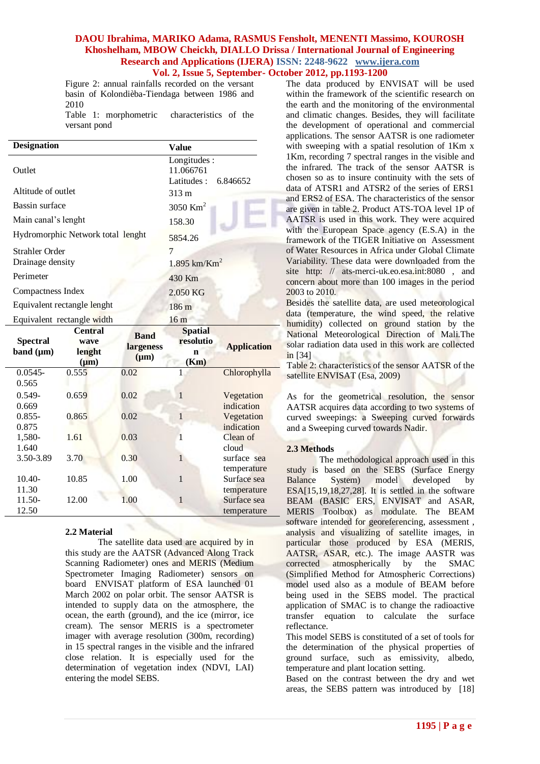Figure 2: annual rainfalls recorded on the versant basin of Kolondièba-Tiendaga between 1986 and 2010

Table 1: morphometric characteristics of the versant pond

| Designation | Value |
|---|---|
| Outlet | Longitudes : 11.066761 Latitudes : 6.846652 |
| Altitude of outlet | 313 m |
| Bassin surface | 3050 Km$^2$ |
| Main canal's lenght | 158.30 |
| Hydromorphic Network total lenght | 5854.26 |
| Strahler Order | 7 |
| Drainage density | 1.895 km/Km$^2$ |
| Perimeter | 430 Km |
| Compactness Index | 2.050 KG |
| Equivalent rectangle lenght | 186 m |
| Equivalent rectangle width | 16 m |

| Spectral band (µm) | Central wave lenght (µm) | Band largeness (µm) | Spatial resolution (Km) | Application |
|---|---|---|---|---|
| 0.0545-0.565 | 0.555 | 0.02 | 1 | Chlorophylla |
| 0.549-0.669 | 0.659 | 0.02 | 1 | Vegetation indication |
| 0.855-0.875 | 0.865 | 0.02 | 1 | Vegetation indication |
| 1,580-1.640 | 1.61 | 0.03 | 1 | Clean of cloud |
| 3.50-3.89 | 3.70 | 0.30 | 1 | surface sea temperature |
| 10.40-11.30 | 10.85 | 1.00 | 1 | Surface sea temperature |
| 11.50-12.50 | 12.00 | 1.00 | 1 | Surface sea temperature |

### 2.2 Material

The satellite data used are acquired by in this study are the AATSR (Advanced Along Track Scanning Radiometer) ones and MERIS (Medium Spectrometer Imaging Radiometer) sensors on board ENVISAT platform of ESA launched 01 March 2002 on polar orbit. The sensor AATSR is intended to supply data on the atmosphere, the ocean, the earth (ground), and the ice (mirror, ice cream). The sensor MERIS is a spectrometer imager with average resolution (300m, recording) in 15 spectral ranges in the visible and the infrared close relation. It is especially used for the determination of vegetation index (NDVI, LAI) entering the model SEBS.

The data produced by ENVISAT will be used within the framework of the scientific research on the earth and the monitoring of the environmental and climatic changes. Besides, they will facilitate the development of operational and commercial applications. The sensor AATSR is one radiometer with sweeping with a spatial resolution of 1Km x 1Km, recording 7 spectral ranges in the visible and the infrared. The track of the sensor AATSR is chosen so as to insure continuity with the sets of data of ATSR1 and ATSR2 of the series of ERS1 and ERS2 of ESA. The characteristics of the sensor are given in table 2. Product ATS-TOA level 1P of AATSR is used in this work. They were acquired with the European Space agency (E.S.A) in the framework of the TIGER Initiative on Assessment of Water Resources in Africa under Global Climate Variability. These data were downloaded from the site http: // ats-merci-uk.eo.esa.int:8080 , and concern about more than 100 images in the period 2003 to 2010.

Besides the satellite data, are used meteorological data (temperature, the wind speed, the relative humidity) collected on ground station by the National Meteorological Direction of Mali.The solar radiation data used in this work are collected in [34]

Table 2: characteristics of the sensor AATSR of the satellite ENVISAT (Esa, 2009)

As for the geometrical resolution, the sensor AATSR acquires data according to two systems of curved sweepings: a Sweeping curved forwards and a Sweeping curved towards Nadir.

### 2.3 Methods

The methodological approach used in this study is based on the SEBS (Surface Energy Balance System) model developed by ESA[15,19,18,27,28]. It is settled in the software BEAM (BASIC ERS, ENVISAT and ASAR, MERIS Toolbox) as modulate. The BEAM software intended for georeferencing, assessment , analysis and visualizing of satellite images, in particular those produced by ESA (MERIS, AATSR, ASAR, etc.). The image AASTR was corrected atmospherically by the SMAC (Simplified Method for Atmospheric Corrections) model used also as a module of BEAM before being used in the SEBS model. The practical application of SMAC is to change the radioactive transfer equation to calculate the surface reflectance.

This model SEBS is constituted of a set of tools for the determination of the physical properties of ground surface, such as emissivity, albedo, temperature and plant location setting.

Based on the contrast between the dry and wet areas, the SEBS pattern was introduced by [18]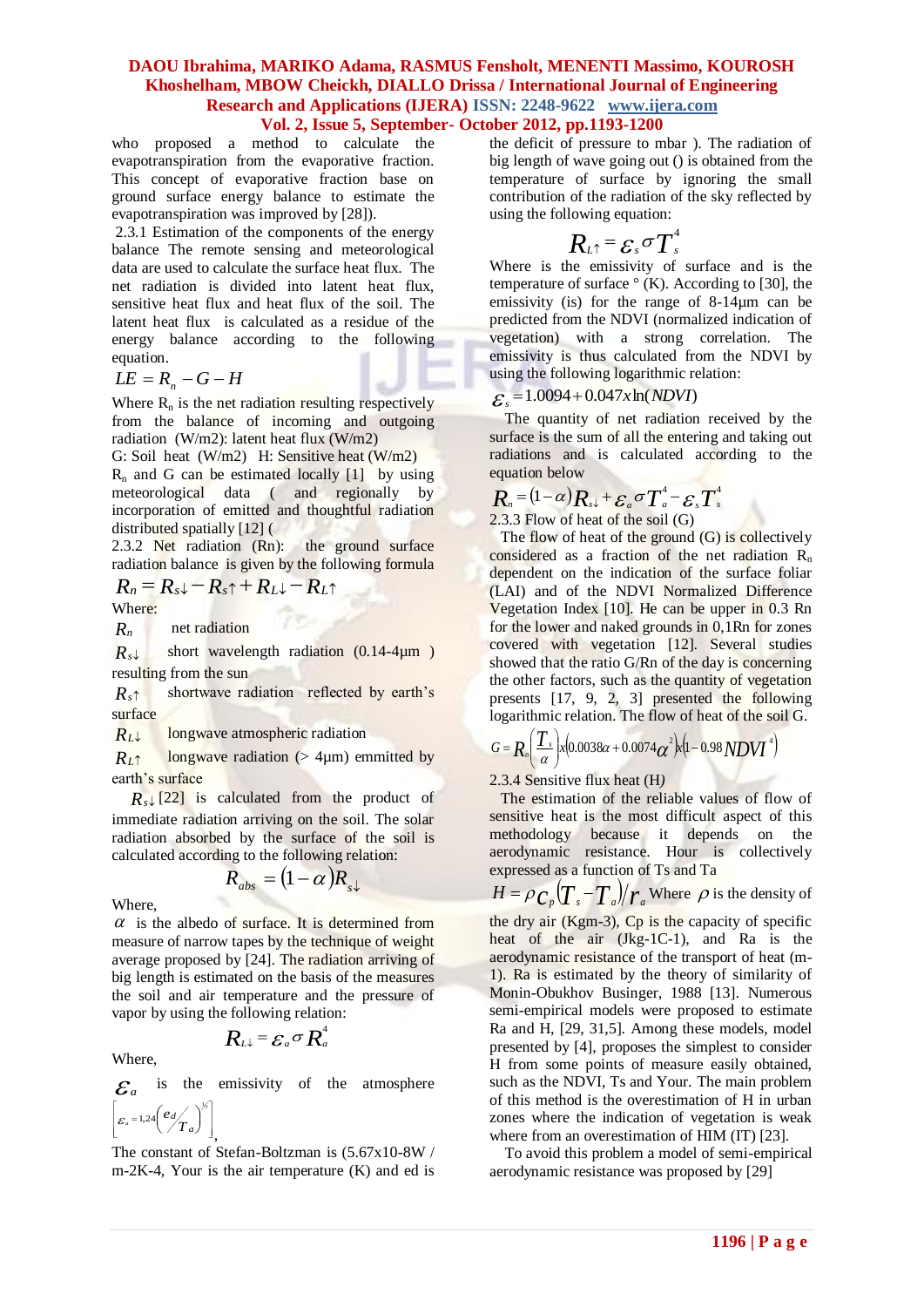who proposed a method to calculate the evapotranspiration from the evaporative fraction. This concept of evaporative fraction base on ground surface energy balance to estimate the evapotranspiration was improved by [28]).

2.3.1 Estimation of the components of the energy balance The remote sensing and meteorological data are used to calculate the surface heat flux. The net radiation is divided into latent heat flux, sensitive heat flux and heat flux of the soil. The latent heat flux is calculated as a residue of the energy balance according to the following equation.

$$LE = R_n - G - H$$

Where $R_n$ is the net radiation resulting respectively from the balance of incoming and outgoing radiation (W/m2): latent heat flux (W/m2)

G: Soil heat (W/m2) H: Sensitive heat (W/m2)

$R_n$ and G can be estimated locally [1] by using meteorological data ( and regionally by incorporation of emitted and thoughtful radiation distributed spatially [12] (

2.3.2 Net radiation (Rn): the ground surface radiation balance is given by the following formula

$$R_n = R_{s\downarrow} - R_{s\uparrow} + R_{L\downarrow} - R_{L\uparrow}$$

Where:

$R_n$ net radiation

$R_{s\downarrow}$ short wavelength radiation (0.14-4µm ) resulting from the sun

$R_{s\uparrow}$ shortwave radiation reflected by earth's surface

$R_{L\downarrow}$ longwave atmospheric radiation

$R_{L\uparrow}$ longwave radiation (> 4µm) emmitted by earth's surface

$R_{s\downarrow}$ [22] is calculated from the product of immediate radiation arriving on the soil. The solar radiation absorbed by the surface of the soil is calculated according to the following relation:

$$R_{abs} = (1 - \alpha) R_{s\downarrow}$$

Where,

$\alpha$ is the albedo of surface. It is determined from measure of narrow tapes by the technique of weight average proposed by [24]. The radiation arriving of big length is estimated on the basis of the measures the soil and air temperature and the pressure of vapor by using the following relation:

$$R_{L\downarrow} = \varepsilon_a \sigma R_a^4$$

Where,

$\varepsilon_a$ is the emissivity of the atmosphere $\left[\varepsilon_a = 1{,}24\left(\frac{e_d}{T_a}\right)^{1/7}\right]$,

The constant of Stefan-Boltzman is (5.67x10-8W / m-2K-4, Your is the air temperature (K) and ed is the deficit of pressure to mbar ). The radiation of big length of wave going out () is obtained from the temperature of surface by ignoring the small contribution of the radiation of the sky reflected by using the following equation:

$$R_{L\uparrow} = \varepsilon_s \sigma T_s^4$$

Where is the emissivity of surface and is the temperature of surface ° (K). According to [30], the emissivity (is) for the range of 8-14µm can be predicted from the NDVI (normalized indication of vegetation) with a strong correlation. The emissivity is thus calculated from the NDVI by using the following logarithmic relation:

$$\varepsilon_s = 1.0094 + 0.047 x \ln(NDVI)$$

The quantity of net radiation received by the surface is the sum of all the entering and taking out radiations and is calculated according to the equation below

$$R_n = (1-\alpha) R_{s\downarrow} + \varepsilon_a \sigma T_a^4 - \varepsilon_s T_s^4$$

2.3.3 Flow of heat of the soil (G)

The flow of heat of the ground (G) is collectively considered as a fraction of the net radiation $R_n$ dependent on the indication of the surface foliar (LAI) and of the NDVI Normalized Difference Vegetation Index [10]. He can be upper in 0.3 Rn for the lower and naked grounds in 0,1Rn for zones covered with vegetation [12]. Several studies showed that the ratio G/Rn of the day is concerning the other factors, such as the quantity of vegetation presents [17, 9, 2, 3] presented the following logarithmic relation. The flow of heat of the soil G.

$$G = R_n \left(\frac{T_s}{\alpha}\right) x \left(0.0038\alpha + 0.0074\alpha^2\right) x \left(1 - 0.98 NDVI^4\right)$$

2.3.4 Sensitive flux heat (H)

The estimation of the reliable values of flow of sensitive heat is the most difficult aspect of this methodology because it depends on the aerodynamic resistance. Hour is collectively expressed as a function of Ts and Ta

$H = \rho c_p (T_s - T_a)/r_a$ Where $\rho$ is the density of the dry air (Kgm-3), Cp is the capacity of specific heat of the air (Jkg-1C-1), and Ra is the aerodynamic resistance of the transport of heat (m-1). Ra is estimated by the theory of similarity of Monin-Obukhov Businger, 1988 [13]. Numerous semi-empirical models were proposed to estimate Ra and H, [29, 31,5]. Among these models, model presented by [4], proposes the simplest to consider H from some points of measure easily obtained, such as the NDVI, Ts and Your. The main problem of this method is the overestimation of H in urban zones where the indication of vegetation is weak where from an overestimation of HIM (IT) [23].

To avoid this problem a model of semi-empirical aerodynamic resistance was proposed by [29]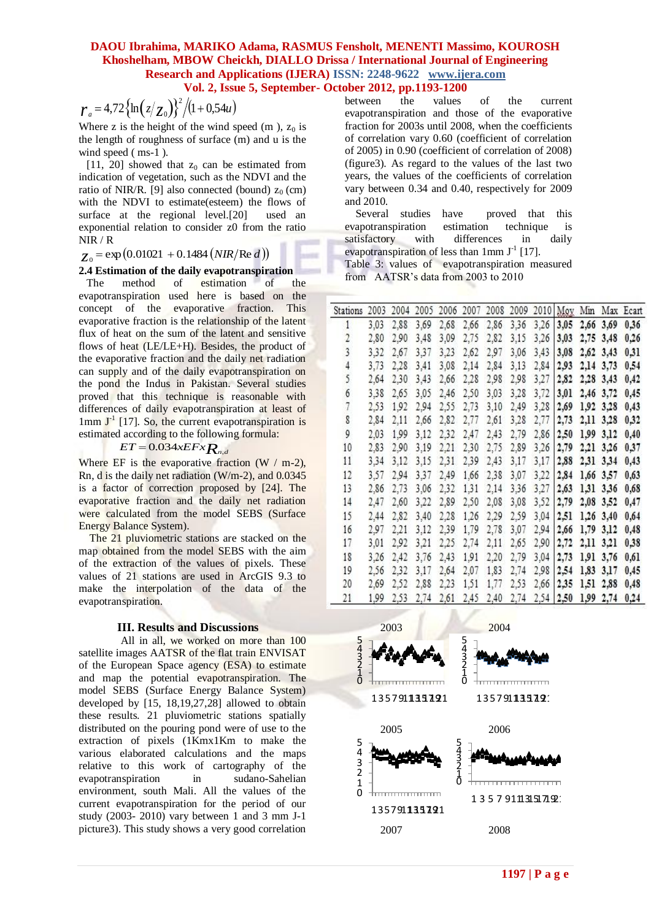$$r_a = 4{,}72\left\{\ln\left(z/z_0\right)\right\}^2 / \left(1+0{,}54u\right)$$

Where z is the height of the wind speed (m ), $z_0$ is the length of roughness of surface (m) and u is the wind speed ( ms-1 ).

[11, 20] showed that $z_0$ can be estimated from indication of vegetation, such as the NDVI and the ratio of NIR/R. [9] also connected (bound) $z_0$ (cm) with the NDVI to estimate(esteem) the flows of surface at the regional level.[20] used an exponential relation to consider z0 from the ratio NIR / R

$$z_0 = \exp\left(0.01021 + 0.1484\left(NIR/\mathrm{Re}\,d\right)\right)$$

### 2.4 Estimation of the daily evapotranspiration

The method of estimation of the evapotranspiration used here is based on the concept of the evaporative fraction. This evaporative fraction is the relationship of the latent flux of heat on the sum of the latent and sensitive flows of heat (LE/LE+H). Besides, the product of the evaporative fraction and the daily net radiation can supply and of the daily evapotranspiration on the pond the Indus in Pakistan. Several studies proved that this technique is reasonable with differences of daily evapotranspiration at least of 1mm $J^{-1}$ [17]. So, the current evapotranspiration is estimated according to the following formula:

$$ET = 0.034xEFxR_{n,d}$$

Where EF is the evaporative fraction (W / m-2), Rn, d is the daily net radiation (W/m-2), and 0.0345 is a factor of correction proposed by [24]. The evaporative fraction and the daily net radiation were calculated from the model SEBS (Surface Energy Balance System).

The 21 pluviometric stations are stacked on the map obtained from the model SEBS with the aim of the extraction of the values of pixels. These values of 21 stations are used in ArcGIS 9.3 to make the interpolation of the data of the evapotranspiration.

## III. Results and Discussions

All in all, we worked on more than 100 satellite images AATSR of the flat train ENVISAT of the European Space agency (ESA) to estimate and map the potential evapotranspiration. The model SEBS (Surface Energy Balance System) developed by [15, 18,19,27,28] allowed to obtain these results. 21 pluviometric stations spatially distributed on the pouring pond were of use to the extraction of pixels (1Kmx1Km to make the various elaborated calculations and the maps relative to this work of cartography of the evapotranspiration in sudano-Sahelian environment, south Mali. All the values of the current evapotranspiration for the period of our study (2003- 2010) vary between 1 and 3 mm J-1 picture3). This study shows a very good correlation between the values of the current evapotranspiration and those of the evaporative fraction for 2003s until 2008, when the coefficients of correlation vary 0.60 (coefficient of correlation of 2005) in 0.90 (coefficient of correlation of 2008) (figure3). As regard to the values of the last two years, the values of the coefficients of correlation vary between 0.34 and 0.40, respectively for 2009 and 2010.

Several studies have proved that this evapotranspiration estimation technique is satisfactory with differences in daily evapotranspiration of less than 1mm $J^{-1}$ [17].

Table 3: values of evapotranspiration measured from AATSR's data from 2003 to 2010

| Stations | 2003 | 2004 | 2005 | 2006 | 2007 | 2008 | 2009 | 2010 | Moy | Min | Max | Ecart |
|---|---|---|---|---|---|---|---|---|---|---|---|---|
| 1 | 3,03 | 2,88 | 3,69 | 2,68 | 2,66 | 2,86 | 3,36 | 3,26 | 3,05 | 2,66 | 3,69 | 0,36 |
| 2 | 2,80 | 2,90 | 3,48 | 3,09 | 2,75 | 2,82 | 3,15 | 3,26 | 3,03 | 2,75 | 3,48 | 0,26 |
| 3 | 3,32 | 2,67 | 3,37 | 3,23 | 2,62 | 2,97 | 3,06 | 3,43 | 3,08 | 2,62 | 3,43 | 0,31 |
| 4 | 3,73 | 2,28 | 3,41 | 3,08 | 2,14 | 2,84 | 3,13 | 2,84 | 2,93 | 2,14 | 3,73 | 0,54 |
| 5 | 2,64 | 2,30 | 3,43 | 2,66 | 2,28 | 2,98 | 2,98 | 3,27 | 2,82 | 2,28 | 3,43 | 0,42 |
| 6 | 3,38 | 2,65 | 3,05 | 2,46 | 2,50 | 3,03 | 3,28 | 3,72 | 3,01 | 2,46 | 3,72 | 0,45 |
| 7 | 2,53 | 1,92 | 2,94 | 2,55 | 2,73 | 3,10 | 2,49 | 3,28 | 2,69 | 1,92 | 3,28 | 0,43 |
| 8 | 2,84 | 2,11 | 2,66 | 2,82 | 2,77 | 2,61 | 3,28 | 2,77 | 2,73 | 2,11 | 3,28 | 0,32 |
| 9 | 2,03 | 1,99 | 3,12 | 2,32 | 2,47 | 2,43 | 2,79 | 2,86 | 2,50 | 1,99 | 3,12 | 0,40 |
| 10 | 2,83 | 2,90 | 3,19 | 2,21 | 2,30 | 2,75 | 2,89 | 3,26 | 2,79 | 2,21 | 3,26 | 0,37 |
| 11 | 3,34 | 3,12 | 3,15 | 2,31 | 2,39 | 2,43 | 3,17 | 3,17 | 2,88 | 2,31 | 3,34 | 0,43 |
| 12 | 3,57 | 2,94 | 3,37 | 2,49 | 1,66 | 2,38 | 3,07 | 3,22 | 2,84 | 1,66 | 3,57 | 0,63 |
| 13 | 2,86 | 2,73 | 3,06 | 2,32 | 1,31 | 2,14 | 3,36 | 3,27 | 2,63 | 1,31 | 3,36 | 0,68 |
| 14 | 2,47 | 2,60 | 3,22 | 2,89 | 2,50 | 2,08 | 3,08 | 3,52 | 2,79 | 2,08 | 3,52 | 0,47 |
| 15 | 2,44 | 2,82 | 3,40 | 2,28 | 1,26 | 2,29 | 2,59 | 3,04 | 2,51 | 1,26 | 3,40 | 0,64 |
| 16 | 2,97 | 2,21 | 3,12 | 2,39 | 1,79 | 2,78 | 3,07 | 2,94 | 2,66 | 1,79 | 3,12 | 0,48 |
| 17 | 3,01 | 2,92 | 3,21 | 2,25 | 2,74 | 2,11 | 2,65 | 2,90 | 2,72 | 2,11 | 3,21 | 0,38 |
| 18 | 3,26 | 2,42 | 3,76 | 2,43 | 1,91 | 2,20 | 2,79 | 3,04 | 2,73 | 1,91 | 3,76 | 0,61 |
| 19 | 2,56 | 2,32 | 3,17 | 2,64 | 2,07 | 1,83 | 2,74 | 2,98 | 2,54 | 1,83 | 3,17 | 0,45 |
| 20 | 2,69 | 2,52 | 2,88 | 2,23 | 1,51 | 1,77 | 2,53 | 2,66 | 2,35 | 1,51 | 2,88 | 0,48 |
| 21 | 1,99 | 2,53 | 2,74 | 2,61 | 2,45 | 2,40 | 2,74 | 2,54 | 2,50 | 1,99 | 2,74 | 0,24 |

2003 2004

2005 2006

2007 2008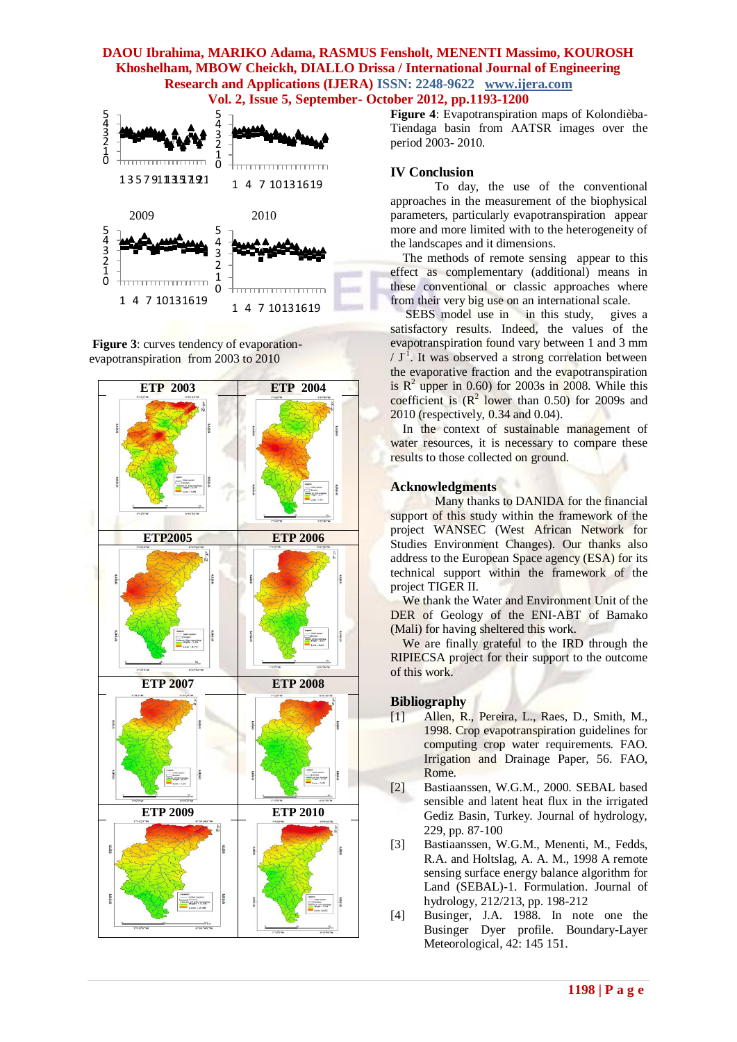2009 2010

**Figure 3**: curves tendency of evaporation-evapotranspiration from 2003 to 2010

**Figure 4**: Evapotranspiration maps of Kolondièba-Tiendaga basin from AATSR images over the period 2003- 2010.

## IV Conclusion

To day, the use of the conventional approaches in the measurement of the biophysical parameters, particularly evapotranspiration appear more and more limited with to the heterogeneity of the landscapes and it dimensions.

The methods of remote sensing appear to this effect as complementary (additional) means in these conventional or classic approaches where from their very big use on an international scale.

SEBS model use in in this study, gives a satisfactory results. Indeed, the values of the evapotranspiration found vary between 1 and 3 mm / $J^{-1}$. It was observed a strong correlation between the evaporative fraction and the evapotranspiration is $R^2$ upper in 0.60) for 2003s in 2008. While this coefficient is ($R^2$ lower than 0.50) for 2009s and 2010 (respectively, 0.34 and 0.04).

In the context of sustainable management of water resources, it is necessary to compare these results to those collected on ground.

## Acknowledgments

Many thanks to DANIDA for the financial support of this study within the framework of the project WANSEC (West African Network for Studies Environment Changes). Our thanks also address to the European Space agency (ESA) for its technical support within the framework of the project TIGER II.

We thank the Water and Environment Unit of the DER of Geology of the ENI-ABT of Bamako (Mali) for having sheltered this work.

We are finally grateful to the IRD through the RIPIECSA project for their support to the outcome of this work.

## Bibliography

[1] Allen, R., Pereira, L., Raes, D., Smith, M., 1998. Crop evapotranspiration guidelines for computing crop water requirements. FAO. Irrigation and Drainage Paper, 56. FAO, Rome.

[2] Bastiaanssen, W.G.M., 2000. SEBAL based sensible and latent heat flux in the irrigated Gediz Basin, Turkey. Journal of hydrology, 229, pp. 87-100

[3] Bastiaanssen, W.G.M., Menenti, M., Fedds, R.A. and Holtslag, A. A. M., 1998 A remote sensing surface energy balance algorithm for Land (SEBAL)-1. Formulation. Journal of hydrology, 212/213, pp. 198-212

[4] Businger, J.A. 1988. In note one the Businger Dyer profile. Boundary-Layer Meteorological, 42: 145 151.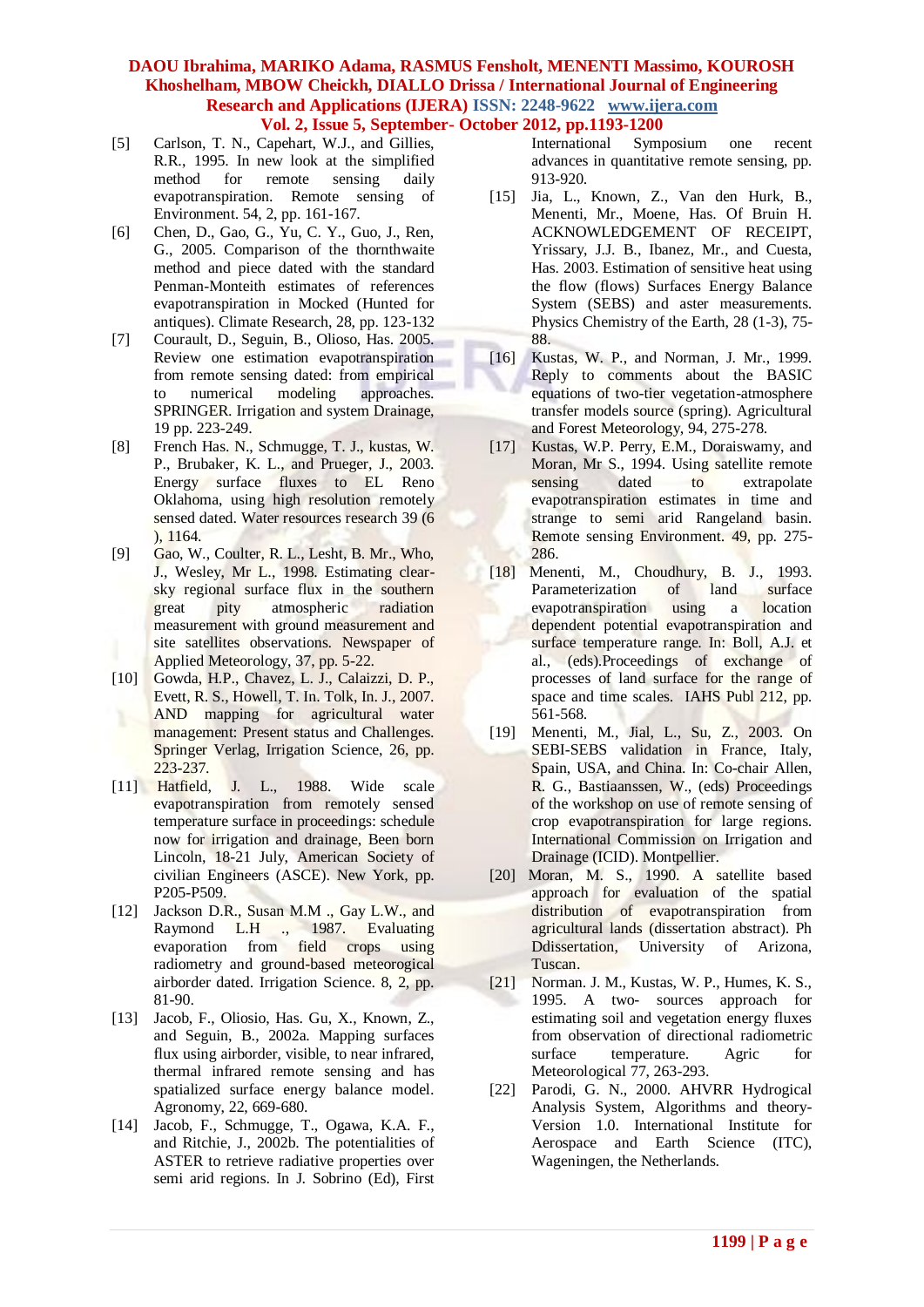[5] Carlson, T. N., Capehart, W.J., and Gillies, R.R., 1995. In new look at the simplified method for remote sensing daily evapotranspiration. Remote sensing of Environment. 54, 2, pp. 161-167.

[6] Chen, D., Gao, G., Yu, C. Y., Guo, J., Ren, G., 2005. Comparison of the thornthwaite method and piece dated with the standard Penman-Monteith estimates of references evapotranspiration in Mocked (Hunted for antiques). Climate Research, 28, pp. 123-132

[7] Courault, D., Seguin, B., Olioso, Has. 2005. Review one estimation evapotranspiration from remote sensing dated: from empirical to numerical modeling approaches. SPRINGER. Irrigation and system Drainage, 19 pp. 223-249.

[8] French Has. N., Schmugge, T. J., kustas, W. P., Brubaker, K. L., and Prueger, J., 2003. Energy surface fluxes to EL Reno Oklahoma, using high resolution remotely sensed dated. Water resources research 39 (6 ), 1164.

[9] Gao, W., Coulter, R. L., Lesht, B. Mr., Who, J., Wesley, Mr L., 1998. Estimating clear-sky regional surface flux in the southern great pity atmospheric radiation measurement with ground measurement and site satellites observations. Newspaper of Applied Meteorology, 37, pp. 5-22.

[10] Gowda, H.P., Chavez, L. J., Calaizzi, D. P., Evett, R. S., Howell, T. In. Tolk, In. J., 2007. AND mapping for agricultural water management: Present status and Challenges. Springer Verlag, Irrigation Science, 26, pp. 223-237.

[11] Hatfield, J. L., 1988. Wide scale evapotranspiration from remotely sensed temperature surface in proceedings: schedule now for irrigation and drainage, Been born Lincoln, 18-21 July, American Society of civilian Engineers (ASCE). New York, pp. P205-P509.

[12] Jackson D.R., Susan M.M ., Gay L.W., and Raymond L.H ., 1987. Evaluating evaporation from field crops using radiometry and ground-based meteorogical airborder dated. Irrigation Science. 8, 2, pp. 81-90.

[13] Jacob, F., Oliosio, Has. Gu, X., Known, Z., and Seguin, B., 2002a. Mapping surfaces flux using airborder, visible, to near infrared, thermal infrared remote sensing and has spatialized surface energy balance model. Agronomy, 22, 669-680.

[14] Jacob, F., Schmugge, T., Ogawa, K.A. F., and Ritchie, J., 2002b. The potentialities of ASTER to retrieve radiative properties over semi arid regions. In J. Sobrino (Ed), First International Symposium one recent advances in quantitative remote sensing, pp. 913-920.

[15] Jia, L., Known, Z., Van den Hurk, B., Menenti, Mr., Moene, Has. Of Bruin H. ACKNOWLEDGEMENT OF RECEIPT, Yrissary, J.J. B., Ibanez, Mr., and Cuesta, Has. 2003. Estimation of sensitive heat using the flow (flows) Surfaces Energy Balance System (SEBS) and aster measurements. Physics Chemistry of the Earth, 28 (1-3), 75-88.

[16] Kustas, W. P., and Norman, J. Mr., 1999. Reply to comments about the BASIC equations of two-tier vegetation-atmosphere transfer models source (spring). Agricultural and Forest Meteorology, 94, 275-278.

[17] Kustas, W.P. Perry, E.M., Doraiswamy, and Moran, Mr S., 1994. Using satellite remote sensing dated to extrapolate evapotranspiration estimates in time and strange to semi arid Rangeland basin. Remote sensing Environment. 49, pp. 275-286.

[18] Menenti, M., Choudhury, B. J., 1993. Parameterization of land surface evapotranspiration using a location dependent potential evapotranspiration and surface temperature range. In: Boll, A.J. et al., (eds).Proceedings of exchange of processes of land surface for the range of space and time scales. IAHS Publ 212, pp. 561-568.

[19] Menenti, M., Jial, L., Su, Z., 2003. On SEBI-SEBS validation in France, Italy, Spain, USA, and China. In: Co-chair Allen, R. G., Bastiaanssen, W., (eds) Proceedings of the workshop on use of remote sensing of crop evapotranspiration for large regions. International Commission on Irrigation and Drainage (ICID). Montpellier.

[20] Moran, M. S., 1990. A satellite based approach for evaluation of the spatial distribution of evapotranspiration from agricultural lands (dissertation abstract). Ph Ddissertation, University of Arizona, Tuscan.

[21] Norman. J. M., Kustas, W. P., Humes, K. S., 1995. A two- sources approach for estimating soil and vegetation energy fluxes from observation of directional radiometric surface temperature. Agric for Meteorological 77, 263-293.

[22] Parodi, G. N., 2000. AHVRR Hydrogical Analysis System, Algorithms and theory- Version 1.0. International Institute for Aerospace and Earth Science (ITC), Wageningen, the Netherlands.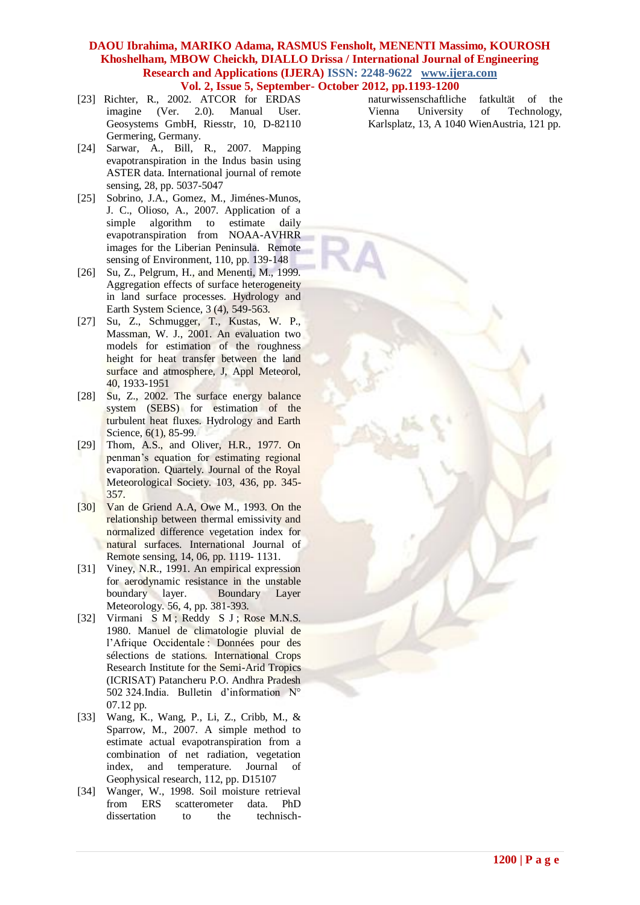[23] Richter, R., 2002. ATCOR for ERDAS imagine (Ver. 2.0). Manual User. Geosystems GmbH, Riesstr, 10, D-82110 Germering, Germany.

[24] Sarwar, A., Bill, R., 2007. Mapping evapotranspiration in the Indus basin using ASTER data. International journal of remote sensing, 28, pp. 5037-5047

[25] Sobrino, J.A., Gomez, M., Jiménes-Munos, J. C., Olioso, A., 2007. Application of a simple algorithm to estimate daily evapotranspiration from NOAA-AVHRR images for the Liberian Peninsula. Remote sensing of Environment, 110, pp. 139-148

[26] Su, Z., Pelgrum, H., and Menenti, M., 1999. Aggregation effects of surface heterogeneity in land surface processes. Hydrology and Earth System Science, 3 (4), 549-563.

[27] Su, Z., Schmugger, T., Kustas, W. P., Massman, W. J., 2001. An evaluation two models for estimation of the roughness height for heat transfer between the land surface and atmosphere, J, Appl Meteorol, 40, 1933-1951

[28] Su, Z., 2002. The surface energy balance system (SEBS) for estimation of the turbulent heat fluxes. Hydrology and Earth Science, 6(1), 85-99.

[29] Thom, A.S., and Oliver, H.R., 1977. On penman's equation for estimating regional evaporation. Quartely. Journal of the Royal Meteorological Society. 103, 436, pp. 345-357.

[30] Van de Griend A.A, Owe M., 1993. On the relationship between thermal emissivity and normalized difference vegetation index for natural surfaces. International Journal of Remote sensing, 14, 06, pp. 1119- 1131.

[31] Viney, N.R., 1991. An empirical expression for aerodynamic resistance in the unstable boundary layer. Boundary Layer Meteorology. 56, 4, pp. 381-393.

[32] Virmani S M ; Reddy S J ; Rose M.N.S. 1980. Manuel de climatologie pluvial de l'Afrique Occidentale : Données pour des sélections de stations. International Crops Research Institute for the Semi-Arid Tropics (ICRISAT) Patancheru P.O. Andhra Pradesh 502 324.India. Bulletin d'information N° 07.12 pp.

[33] Wang, K., Wang, P., Li, Z., Cribb, M., & Sparrow, M., 2007. A simple method to estimate actual evapotranspiration from a combination of net radiation, vegetation index, and temperature. Journal of Geophysical research, 112, pp. D15107

[34] Wanger, W., 1998. Soil moisture retrieval from ERS scatterometer data. PhD dissertation to the technisch-naturwissenschaftliche fatkultät of the Vienna University of Technology, Karlsplatz, 13, A 1040 WienAustria, 121 pp.